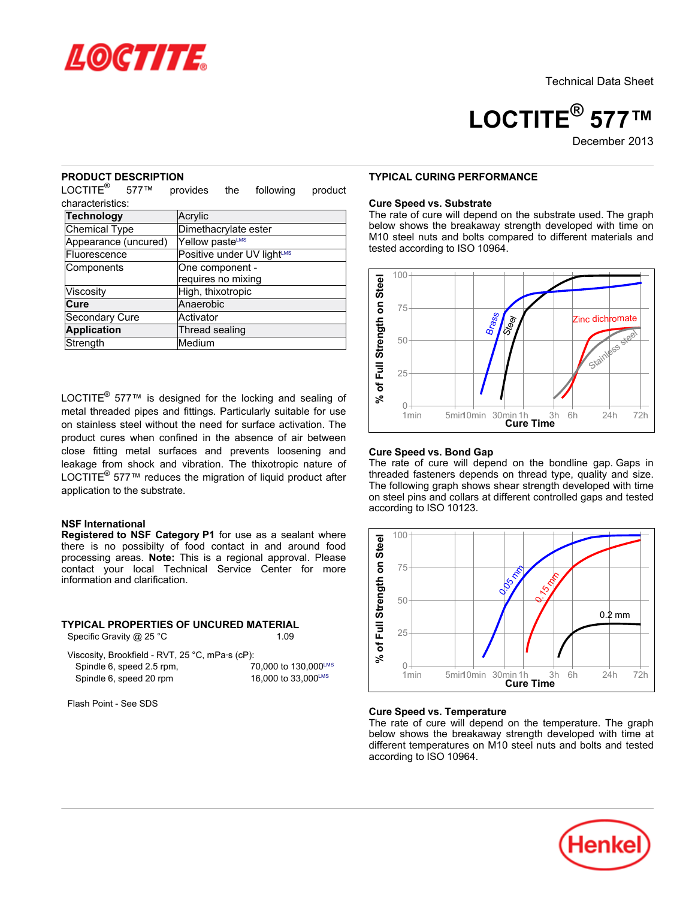Technical Data Sheet

# LOCTITE® 577™

December 2013

## PRODUCT DESCRIPTION

LOCTITE® 577™ provides the following product characteristics:

| Technology | Acrylic |
|---|---|
| Chemical Type | Dimethacrylate ester |
| Appearance (uncured) | Yellow paste[LMS] |
| Fluorescence | Positive under UV light[LMS] |
| Components | One component - requires no mixing |
| Viscosity | High, thixotropic |
| Cure | Anaerobic |
| Secondary Cure | Activator |
| Application | Thread sealing |
| Strength | Medium |

LOCTITE® 577™ is designed for the locking and sealing of metal threaded pipes and fittings. Particularly suitable for use on stainless steel without the need for surface activation. The product cures when confined in the absence of air between close fitting metal surfaces and prevents loosening and leakage from shock and vibration. The thixotropic nature of LOCTITE® 577™ reduces the migration of liquid product after application to the substrate.

### NSF International

**Registered to NSF Category P1** for use as a sealant where there is no possibilty of food contact in and around food processing areas. **Note:** This is a regional approval. Please contact your local Technical Service Center for more information and clarification.

## TYPICAL PROPERTIES OF UNCURED MATERIAL

Specific Gravity @ 25 °C 1.09

Viscosity, Brookfield - RVT, 25 °C, mPa·s (cP):

| | |
|---|---|
| Spindle 6, speed 2.5 rpm, | 70,000 to 130,000[LMS] |
| Spindle 6, speed 20 rpm | 16,000 to 33,000[LMS] |

Flash Point - See SDS

## TYPICAL CURING PERFORMANCE

### Cure Speed vs. Substrate

The rate of cure will depend on the substrate used. The graph below shows the breakaway strength developed with time on M10 steel nuts and bolts compared to different materials and tested according to ISO 10964.

### Cure Speed vs. Bond Gap

The rate of cure will depend on the bondline gap. Gaps in threaded fasteners depends on thread type, quality and size. The following graph shows shear strength developed with time on steel pins and collars at different controlled gaps and tested according to ISO 10123.

### Cure Speed vs. Temperature

The rate of cure will depend on the temperature. The graph below shows the breakaway strength developed with time at different temperatures on M10 steel nuts and bolts and tested according to ISO 10964.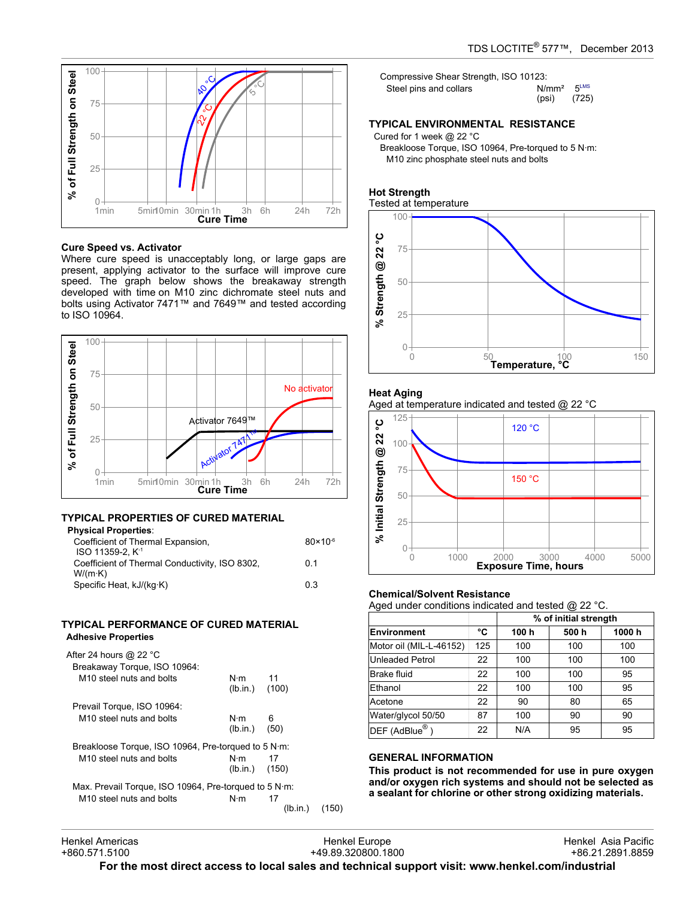Cure Speed vs. Activator

Where cure speed is unacceptably long, or large gaps are present, applying activator to the surface will improve cure speed. The graph below shows the breakaway strength developed with time on M10 zinc dichromate steel nuts and bolts using Activator 7471™ and 7649™ and tested according to ISO 10964.

## TYPICAL PROPERTIES OF CURED MATERIAL

**Physical Properties**:

| | |
|---|---|
| Coefficient of Thermal Expansion, ISO 11359-2, $K^{-1}$ | $80\times10^{-6}$ |
| Coefficient of Thermal Conductivity, ISO 8302, W/(m·K) | 0.1 |
| Specific Heat, kJ/(kg·K) | 0.3 |

## TYPICAL PERFORMANCE OF CURED MATERIAL

**Adhesive Properties**

After 24 hours @ 22 °C

Breakaway Torque, ISO 10964:

| | | |
|---|---|---|
| M10 steel nuts and bolts | N·m | 11 |
| | (lb.in.) | (100) |

Prevail Torque, ISO 10964:

| | | |
|---|---|---|
| M10 steel nuts and bolts | N·m | 6 |
| | (lb.in.) | (50) |

Breakloose Torque, ISO 10964, Pre-torqued to 5 N·m:

| | | |
|---|---|---|
| M10 steel nuts and bolts | N·m | 17 |
| | (lb.in.) | (150) |

Max. Prevail Torque, ISO 10964, Pre-torqued to 5 N·m:

| | | |
|---|---|---|
| M10 steel nuts and bolts | N·m | 17 |
| | (lb.in.) | (150) |

Compressive Shear Strength, ISO 10123:

| | | |
|---|---|---|
| Steel pins and collars | N/mm² | 5[LMS] |
| | (psi) | (725) |

## TYPICAL ENVIRONMENTAL RESISTANCE

Cured for 1 week @ 22 °C

Breakloose Torque, ISO 10964, Pre-torqued to 5 N·m:

M10 zinc phosphate steel nuts and bolts

### Hot Strength

Tested at temperature

### Heat Aging

Aged at temperature indicated and tested @ 22 °C

### Chemical/Solvent Resistance

Aged under conditions indicated and tested @ 22 °C.

| | | % of initial strength | | |
|---|---|---|---|---|
| Environment | °C | 100 h | 500 h | 1000 h |
| Motor oil (MIL-L-46152) | 125 | 100 | 100 | 100 |
| Unleaded Petrol | 22 | 100 | 100 | 100 |
| Brake fluid | 22 | 100 | 100 | 95 |
| Ethanol | 22 | 100 | 100 | 95 |
| Acetone | 22 | 90 | 80 | 65 |
| Water/glycol 50/50 | 87 | 100 | 90 | 90 |
| DEF (AdBlue®) | 22 | N/A | 95 | 95 |

## GENERAL INFORMATION

**This product is not recommended for use in pure oxygen and/or oxygen rich systems and should not be selected as a sealant for chlorine or other strong oxidizing materials.**

Henkel Americas +860.571.5100 | Henkel Europe +49.89.320800.1800 | Henkel Asia Pacific +86.21.2891.8859

**For the most direct access to local sales and technical support visit: www.henkel.com/industrial**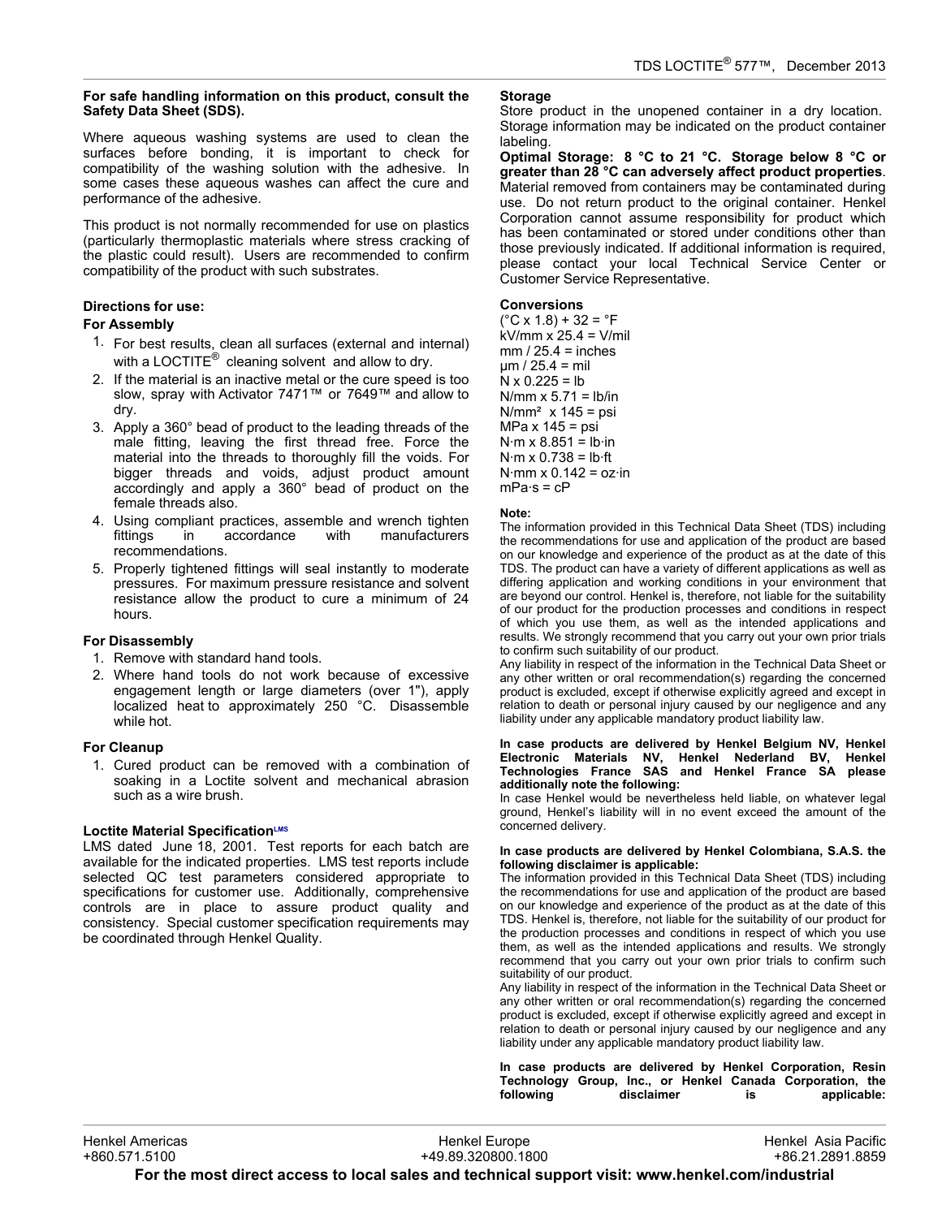**For safe handling information on this product, consult the Safety Data Sheet (SDS).**

Where aqueous washing systems are used to clean the surfaces before bonding, it is important to check for compatibility of the washing solution with the adhesive. In some cases these aqueous washes can affect the cure and performance of the adhesive.

This product is not normally recommended for use on plastics (particularly thermoplastic materials where stress cracking of the plastic could result). Users are recommended to confirm compatibility of the product with such substrates.

### Directions for use:

#### For Assembly

1. For best results, clean all surfaces (external and internal) with a LOCTITE® cleaning solvent and allow to dry.
2. If the material is an inactive metal or the cure speed is too slow, spray with Activator 7471™ or 7649™ and allow to dry.
3. Apply a 360° bead of product to the leading threads of the male fitting, leaving the first thread free. Force the material into the threads to thoroughly fill the voids. For bigger threads and voids, adjust product amount accordingly and apply a 360° bead of product on the female threads also.
4. Using compliant practices, assemble and wrench tighten fittings in accordance with manufacturers recommendations.
5. Properly tightened fittings will seal instantly to moderate pressures. For maximum pressure resistance and solvent resistance allow the product to cure a minimum of 24 hours.

#### For Disassembly

1. Remove with standard hand tools.
2. Where hand tools do not work because of excessive engagement length or large diameters (over 1"), apply localized heat to approximately 250 °C. Disassemble while hot.

#### For Cleanup

1. Cured product can be removed with a combination of soaking in a Loctite solvent and mechanical abrasion such as a wire brush.

### Loctite Material Specification[LMS]

LMS dated June 18, 2001. Test reports for each batch are available for the indicated properties. LMS test reports include selected QC test parameters considered appropriate to specifications for customer use. Additionally, comprehensive controls are in place to assure product quality and consistency. Special customer specification requirements may be coordinated through Henkel Quality.

### Storage

Store product in the unopened container in a dry location. Storage information may be indicated on the product container labeling.

**Optimal Storage: 8 °C to 21 °C. Storage below 8 °C or greater than 28 °C can adversely affect product properties**. Material removed from containers may be contaminated during use. Do not return product to the original container. Henkel Corporation cannot assume responsibility for product which has been contaminated or stored under conditions other than those previously indicated. If additional information is required, please contact your local Technical Service Center or Customer Service Representative.

### Conversions

(°C x 1.8) + 32 = °F
kV/mm x 25.4 = V/mil
mm / 25.4 = inches
µm / 25.4 = mil
N x 0.225 = lb
N/mm x 5.71 = lb/in
N/mm² x 145 = psi
MPa x 145 = psi
N·m x 8.851 = lb·in
N·m x 0.738 = lb·ft
N·mm x 0.142 = oz·in
mPa·s = cP

#### Note:

The information provided in this Technical Data Sheet (TDS) including the recommendations for use and application of the product are based on our knowledge and experience of the product as at the date of this TDS. The product can have a variety of different applications as well as differing application and working conditions in your environment that are beyond our control. Henkel is, therefore, not liable for the suitability of our product for the production processes and conditions in respect of which you use them, as well as the intended applications and results. We strongly recommend that you carry out your own prior trials to confirm such suitability of our product.

Any liability in respect of the information in the Technical Data Sheet or any other written or oral recommendation(s) regarding the concerned product is excluded, except if otherwise explicitly agreed and except in relation to death or personal injury caused by our negligence and any liability under any applicable mandatory product liability law.

**In case products are delivered by Henkel Belgium NV, Henkel Electronic Materials NV, Henkel Nederland BV, Henkel Technologies France SAS and Henkel France SA please additionally note the following:**

In case Henkel would be nevertheless held liable, on whatever legal ground, Henkel's liability will in no event exceed the amount of the concerned delivery.

**In case products are delivered by Henkel Colombiana, S.A.S. the following disclaimer is applicable:**

The information provided in this Technical Data Sheet (TDS) including the recommendations for use and application of the product are based on our knowledge and experience of the product as at the date of this TDS. Henkel is, therefore, not liable for the suitability of our product for the production processes and conditions in respect of which you use them, as well as the intended applications and results. We strongly recommend that you carry out your own prior trials to confirm such suitability of our product.

Any liability in respect of the information in the Technical Data Sheet or any other written or oral recommendation(s) regarding the concerned product is excluded, except if otherwise explicitly agreed and except in relation to death or personal injury caused by our negligence and any liability under any applicable mandatory product liability law.

**In case products are delivered by Henkel Corporation, Resin Technology Group, Inc., or Henkel Canada Corporation, the following disclaimer is applicable:**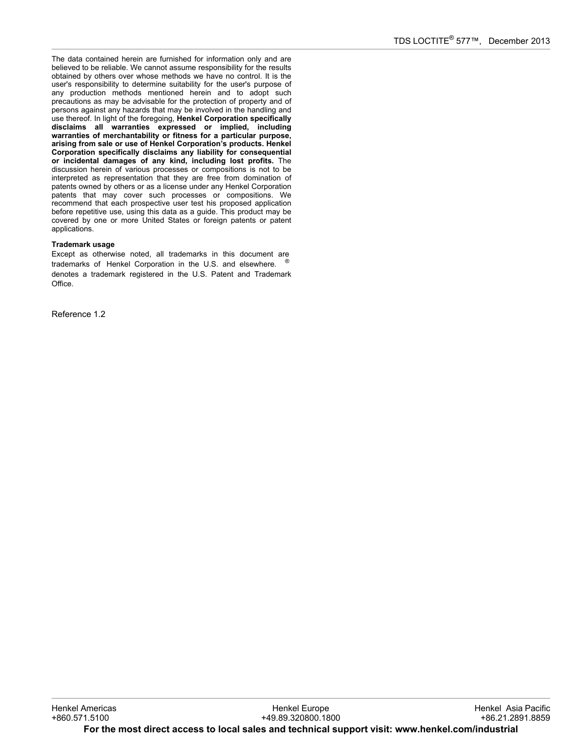The data contained herein are furnished for information only and are believed to be reliable. We cannot assume responsibility for the results obtained by others over whose methods we have no control. It is the user's responsibility to determine suitability for the user's purpose of any production methods mentioned herein and to adopt such precautions as may be advisable for the protection of property and of persons against any hazards that may be involved in the handling and use thereof. In light of the foregoing, **Henkel Corporation specifically disclaims all warranties expressed or implied, including warranties of merchantability or fitness for a particular purpose, arising from sale or use of Henkel Corporation's products. Henkel Corporation specifically disclaims any liability for consequential or incidental damages of any kind, including lost profits.** The discussion herein of various processes or compositions is not to be interpreted as representation that they are free from domination of patents owned by others or as a license under any Henkel Corporation patents that may cover such processes or compositions. We recommend that each prospective user test his proposed application before repetitive use, using this data as a guide. This product may be covered by one or more United States or foreign patents or patent applications.

**Trademark usage**

Except as otherwise noted, all trademarks in this document are trademarks of Henkel Corporation in the U.S. and elsewhere. ® denotes a trademark registered in the U.S. Patent and Trademark Office.

Reference 1.2

Henkel Americas
+860.571.5100

Henkel Europe
+49.89.320800.1800

Henkel Asia Pacific
+86.21.2891.8859

**For the most direct access to local sales and technical support visit: www.henkel.com/industrial**